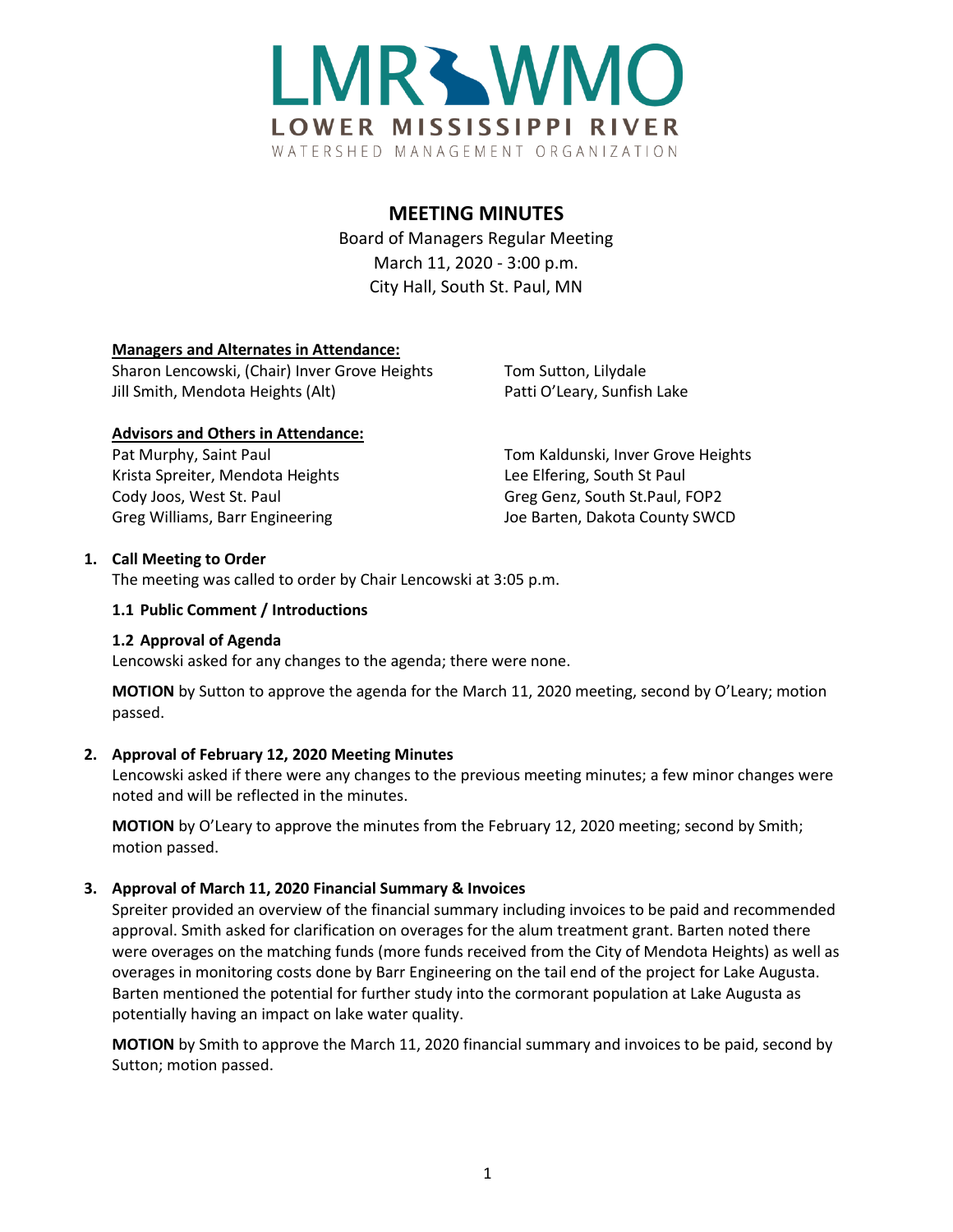LMR WMO

LOWER MISSISSIPPI RIVER

WATERSHED MANAGEMENT ORGANIZATION

# MEETING MINUTES

Board of Managers Regular Meeting
March 11, 2020 - 3:00 p.m.
City Hall, South St. Paul, MN

**Managers and Alternates in Attendance:**

Sharon Lencowski, (Chair) Inver Grove Heights
Jill Smith, Mendota Heights (Alt)
Tom Sutton, Lilydale
Patti O'Leary, Sunfish Lake

**Advisors and Others in Attendance:**

Pat Murphy, Saint Paul
Krista Spreiter, Mendota Heights
Cody Joos, West St. Paul
Greg Williams, Barr Engineering
Tom Kaldunski, Inver Grove Heights
Lee Elfering, South St Paul
Greg Genz, South St.Paul, FOP2
Joe Barten, Dakota County SWCD

## 1. Call Meeting to Order

The meeting was called to order by Chair Lencowski at 3:05 p.m.

### 1.1 Public Comment / Introductions

### 1.2 Approval of Agenda

Lencowski asked for any changes to the agenda; there were none.

**MOTION** by Sutton to approve the agenda for the March 11, 2020 meeting, second by O'Leary; motion passed.

## 2. Approval of February 12, 2020 Meeting Minutes

Lencowski asked if there were any changes to the previous meeting minutes; a few minor changes were noted and will be reflected in the minutes.

**MOTION** by O'Leary to approve the minutes from the February 12, 2020 meeting; second by Smith; motion passed.

## 3. Approval of March 11, 2020 Financial Summary & Invoices

Spreiter provided an overview of the financial summary including invoices to be paid and recommended approval. Smith asked for clarification on overages for the alum treatment grant. Barten noted there were overages on the matching funds (more funds received from the City of Mendota Heights) as well as overages in monitoring costs done by Barr Engineering on the tail end of the project for Lake Augusta. Barten mentioned the potential for further study into the cormorant population at Lake Augusta as potentially having an impact on lake water quality.

**MOTION** by Smith to approve the March 11, 2020 financial summary and invoices to be paid, second by Sutton; motion passed.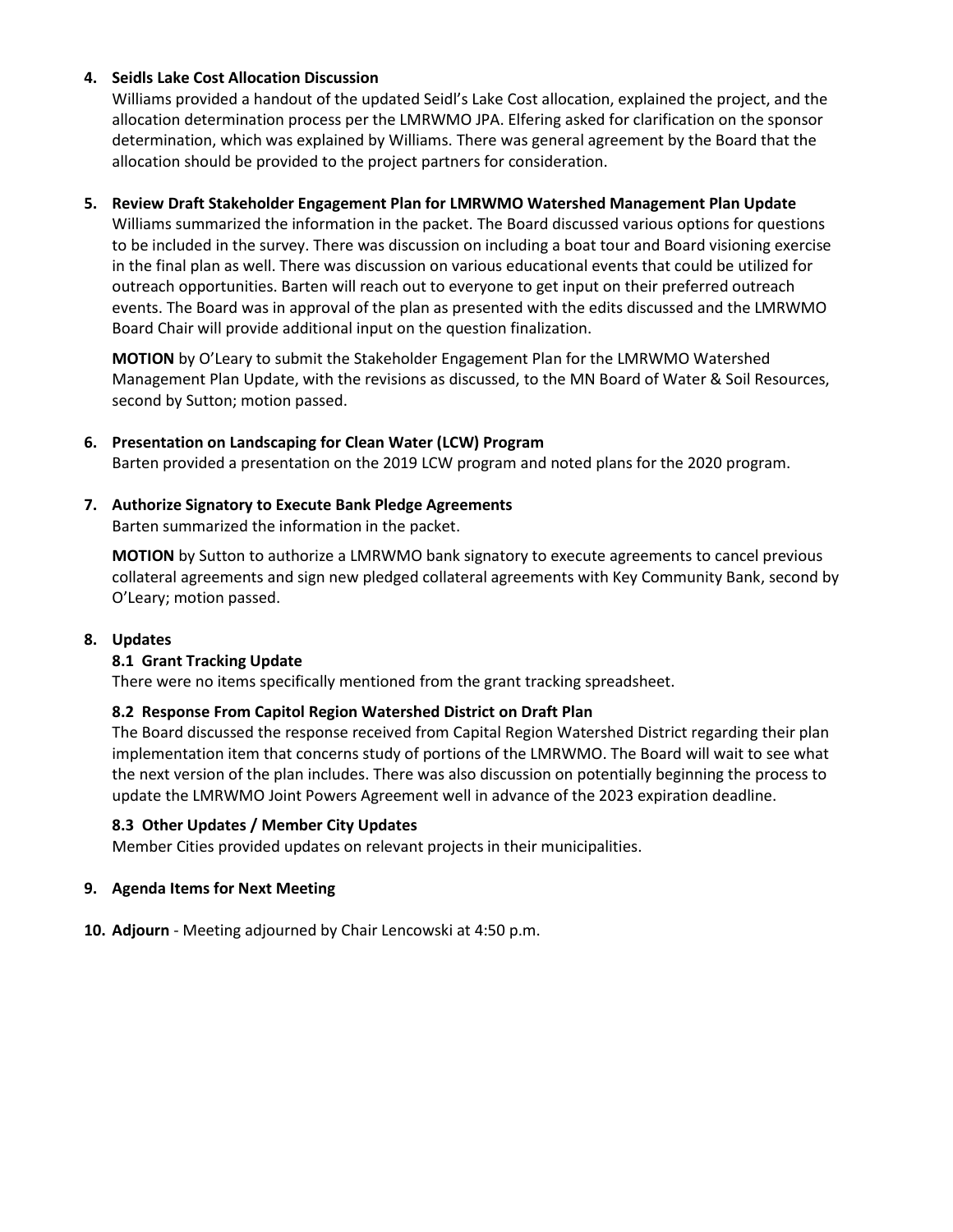4. **Seidls Lake Cost Allocation Discussion**

   Williams provided a handout of the updated Seidl's Lake Cost allocation, explained the project, and the allocation determination process per the LMRWMO JPA. Elfering asked for clarification on the sponsor determination, which was explained by Williams. There was general agreement by the Board that the allocation should be provided to the project partners for consideration.

5. **Review Draft Stakeholder Engagement Plan for LMRWMO Watershed Management Plan Update**

   Williams summarized the information in the packet. The Board discussed various options for questions to be included in the survey. There was discussion on including a boat tour and Board visioning exercise in the final plan as well. There was discussion on various educational events that could be utilized for outreach opportunities. Barten will reach out to everyone to get input on their preferred outreach events. The Board was in approval of the plan as presented with the edits discussed and the LMRWMO Board Chair will provide additional input on the question finalization.

   **MOTION** by O'Leary to submit the Stakeholder Engagement Plan for the LMRWMO Watershed Management Plan Update, with the revisions as discussed, to the MN Board of Water & Soil Resources, second by Sutton; motion passed.

6. **Presentation on Landscaping for Clean Water (LCW) Program**

   Barten provided a presentation on the 2019 LCW program and noted plans for the 2020 program.

7. **Authorize Signatory to Execute Bank Pledge Agreements**

   Barten summarized the information in the packet.

   **MOTION** by Sutton to authorize a LMRWMO bank signatory to execute agreements to cancel previous collateral agreements and sign new pledged collateral agreements with Key Community Bank, second by O'Leary; motion passed.

8. **Updates**

   **8.1 Grant Tracking Update**

   There were no items specifically mentioned from the grant tracking spreadsheet.

   **8.2 Response From Capitol Region Watershed District on Draft Plan**

   The Board discussed the response received from Capital Region Watershed District regarding their plan implementation item that concerns study of portions of the LMRWMO. The Board will wait to see what the next version of the plan includes. There was also discussion on potentially beginning the process to update the LMRWMO Joint Powers Agreement well in advance of the 2023 expiration deadline.

   **8.3 Other Updates / Member City Updates**

   Member Cities provided updates on relevant projects in their municipalities.

9. **Agenda Items for Next Meeting**

10. **Adjourn** - Meeting adjourned by Chair Lencowski at 4:50 p.m.